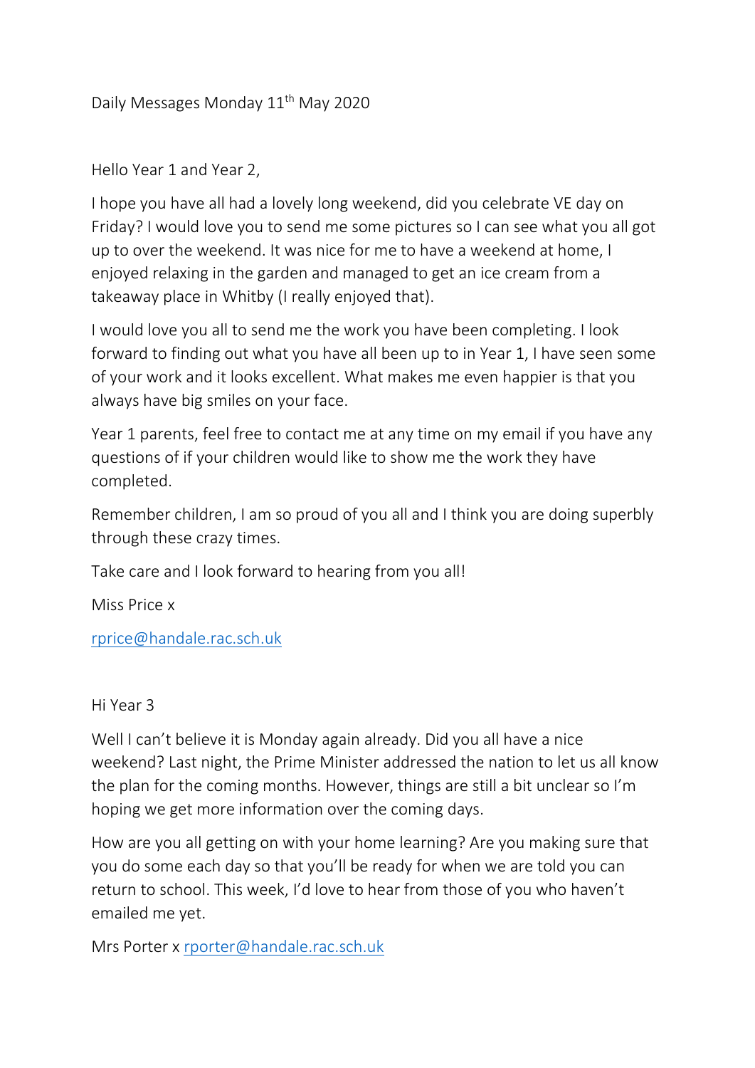Daily Messages Monday 11th May 2020

Hello Year 1 and Year 2,

I hope you have all had a lovely long weekend, did you celebrate VE day on Friday? I would love you to send me some pictures so I can see what you all got up to over the weekend. It was nice for me to have a weekend at home, I enjoyed relaxing in the garden and managed to get an ice cream from a takeaway place in Whitby (I really enjoyed that).

I would love you all to send me the work you have been completing. I look forward to finding out what you have all been up to in Year 1, I have seen some of your work and it looks excellent. What makes me even happier is that you always have big smiles on your face.

Year 1 parents, feel free to contact me at any time on my email if you have any questions of if your children would like to show me the work they have completed.

Remember children, I am so proud of you all and I think you are doing superbly through these crazy times.

Take care and I look forward to hearing from you all!

Miss Price x

rprice@handale.rac.sch.uk

Hi Year 3

Well I can't believe it is Monday again already. Did you all have a nice weekend? Last night, the Prime Minister addressed the nation to let us all know the plan for the coming months. However, things are still a bit unclear so I'm hoping we get more information over the coming days.

How are you all getting on with your home learning? Are you making sure that you do some each day so that you'll be ready for when we are told you can return to school. This week, I'd love to hear from those of you who haven't emailed me yet.

Mrs Porter x rporter@handale.rac.sch.uk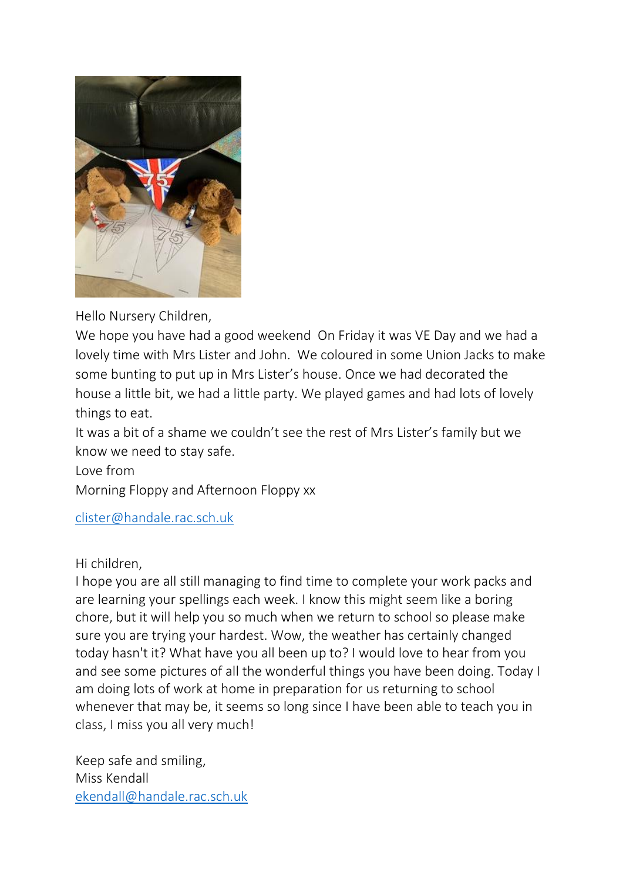Hello Nursery Children,

We hope you have had a good weekend  On Friday it was VE Day and we had a lovely time with Mrs Lister and John.  We coloured in some Union Jacks to make some bunting to put up in Mrs Lister's house. Once we had decorated the house a little bit, we had a little party. We played games and had lots of lovely things to eat.

It was a bit of a shame we couldn't see the rest of Mrs Lister's family but we know we need to stay safe.

Love from

Morning Floppy and Afternoon Floppy xx

clister@handale.rac.sch.uk

Hi children,

I hope you are all still managing to find time to complete your work packs and are learning your spellings each week. I know this might seem like a boring chore, but it will help you so much when we return to school so please make sure you are trying your hardest. Wow, the weather has certainly changed today hasn't it? What have you all been up to? I would love to hear from you and see some pictures of all the wonderful things you have been doing. Today I am doing lots of work at home in preparation for us returning to school whenever that may be, it seems so long since I have been able to teach you in class, I miss you all very much!

Keep safe and smiling,

Miss Kendall

ekendall@handale.rac.sch.uk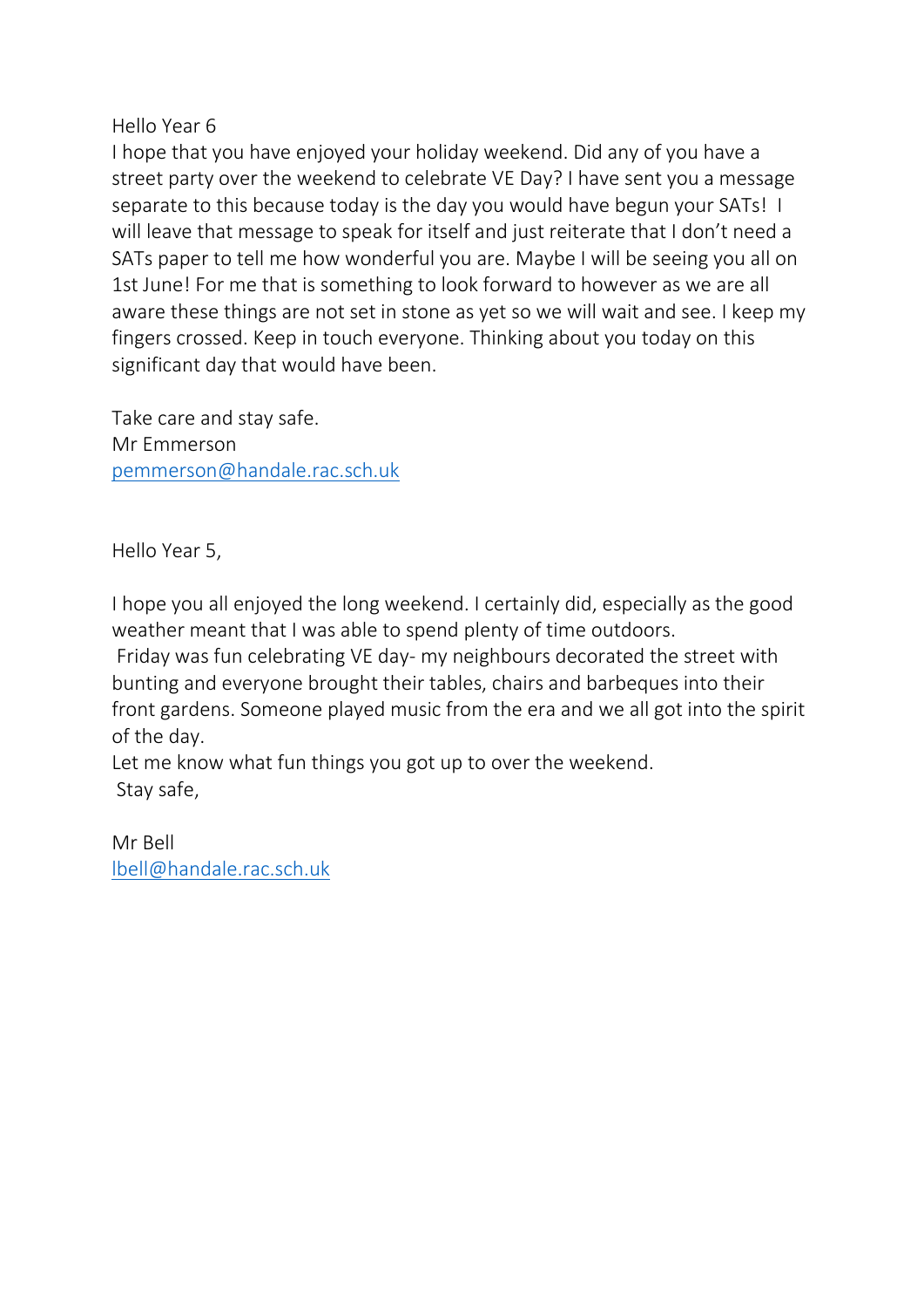Hello Year 6

I hope that you have enjoyed your holiday weekend. Did any of you have a street party over the weekend to celebrate VE Day? I have sent you a message separate to this because today is the day you would have begun your SATs! I will leave that message to speak for itself and just reiterate that I don't need a SATs paper to tell me how wonderful you are. Maybe I will be seeing you all on 1st June! For me that is something to look forward to however as we are all aware these things are not set in stone as yet so we will wait and see. I keep my fingers crossed. Keep in touch everyone. Thinking about you today on this significant day that would have been.

Take care and stay safe.
Mr Emmerson
pemmerson@handale.rac.sch.uk

Hello Year 5,

I hope you all enjoyed the long weekend. I certainly did, especially as the good weather meant that I was able to spend plenty of time outdoors.

Friday was fun celebrating VE day- my neighbours decorated the street with bunting and everyone brought their tables, chairs and barbeques into their front gardens. Someone played music from the era and we all got into the spirit of the day.

Let me know what fun things you got up to over the weekend.

Stay safe,

Mr Bell
lbell@handale.rac.sch.uk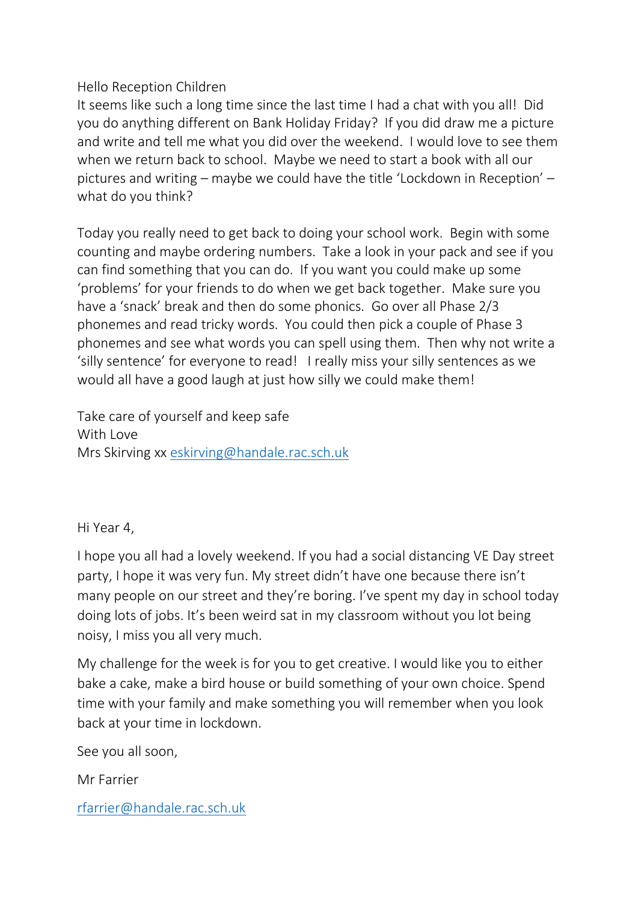Hello Reception Children

It seems like such a long time since the last time I had a chat with you all! Did you do anything different on Bank Holiday Friday? If you did draw me a picture and write and tell me what you did over the weekend. I would love to see them when we return back to school. Maybe we need to start a book with all our pictures and writing – maybe we could have the title 'Lockdown in Reception' – what do you think?

Today you really need to get back to doing your school work. Begin with some counting and maybe ordering numbers. Take a look in your pack and see if you can find something that you can do. If you want you could make up some 'problems' for your friends to do when we get back together. Make sure you have a 'snack' break and then do some phonics. Go over all Phase 2/3 phonemes and read tricky words. You could then pick a couple of Phase 3 phonemes and see what words you can spell using them. Then why not write a 'silly sentence' for everyone to read! I really miss your silly sentences as we would all have a good laugh at just how silly we could make them!

Take care of yourself and keep safe

With Love

Mrs Skirving xx eskirving@handale.rac.sch.uk

Hi Year 4,

I hope you all had a lovely weekend. If you had a social distancing VE Day street party, I hope it was very fun. My street didn't have one because there isn't many people on our street and they're boring. I've spent my day in school today doing lots of jobs. It's been weird sat in my classroom without you lot being noisy, I miss you all very much.

My challenge for the week is for you to get creative. I would like you to either bake a cake, make a bird house or build something of your own choice. Spend time with your family and make something you will remember when you look back at your time in lockdown.

See you all soon,

Mr Farrier

rfarrier@handale.rac.sch.uk